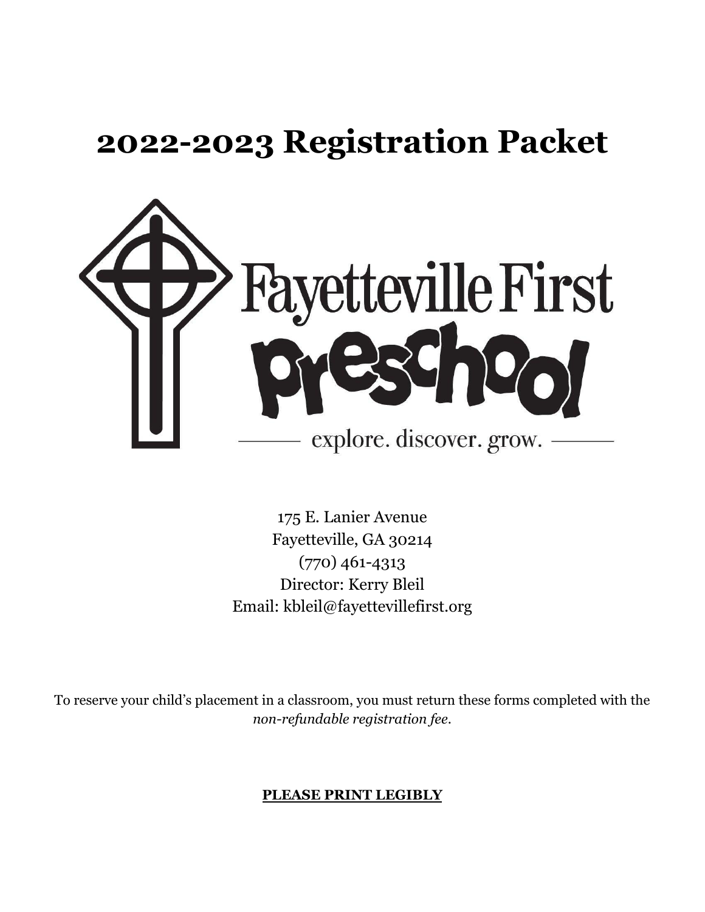# 2022-2023 Registration Packet

Fayetteville First
preschool
explore. discover. grow.

175 E. Lanier Avenue
Fayetteville, GA 30214
(770) 461-4313
Director: Kerry Bleil
Email: kbleil@fayettevillefirst.org

To reserve your child's placement in a classroom, you must return these forms completed with the *non-refundable registration fee*.

**PLEASE PRINT LEGIBLY**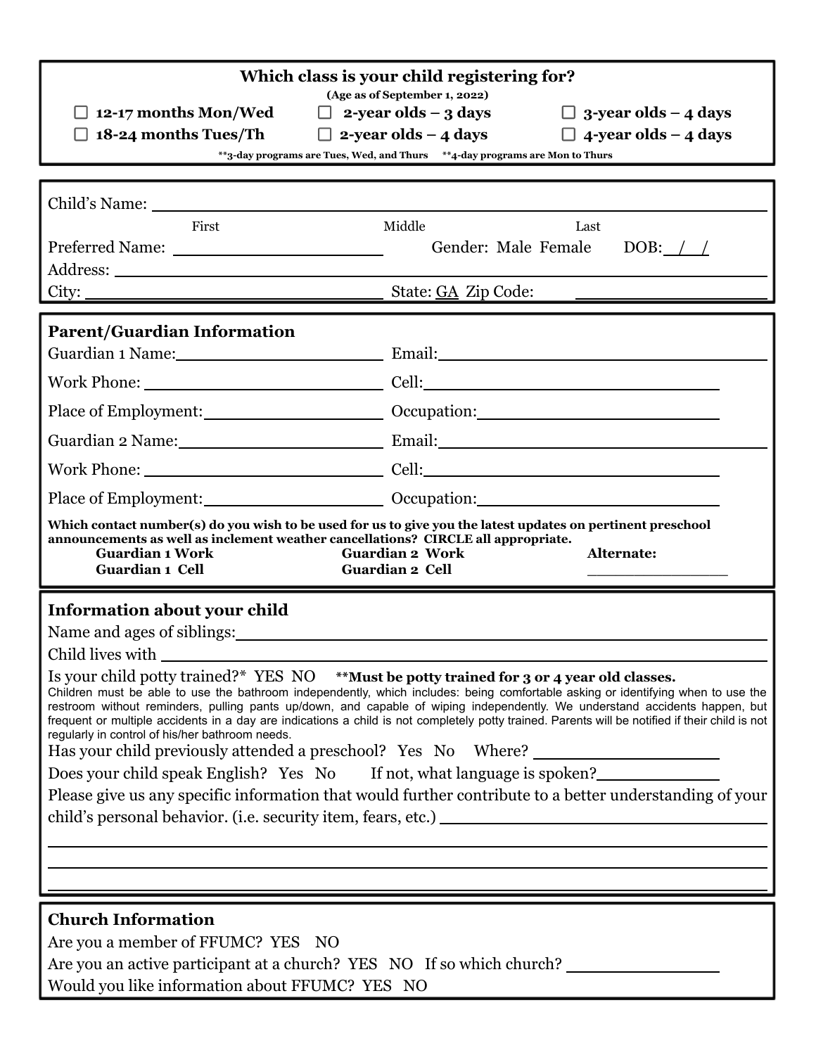## Which class is your child registering for?

(Age as of September 1, 2022)

- ☐ **12-17 months Mon/Wed**
- ☐ **18-24 months Tues/Th**
- ☐ **2-year olds – 3 days**
- ☐ **2-year olds – 4 days**
- ☐ **3-year olds – 4 days**
- ☐ **4-year olds – 4 days**

**\*\*3-day programs are Tues, Wed, and Thurs  \*\*4-day programs are Mon to Thurs**

---

Child's Name: ______________________________________________
First          Middle          Last

Preferred Name: ____________________  Gender: Male Female  DOB: __/__/__

Address: ______________________________________________

City: ______________________  State: GA  Zip Code: ______________

---

### Parent/Guardian Information

Guardian 1 Name: ____________________  Email: ____________________

Work Phone: ____________________  Cell: ____________________

Place of Employment: ____________________  Occupation: ____________________

Guardian 2 Name: ____________________  Email: ____________________

Work Phone: ____________________  Cell: ____________________

Place of Employment: ____________________  Occupation: ____________________

**Which contact number(s) do you wish to be used for us to give you the latest updates on pertinent preschool announcements as well as inclement weather cancellations? CIRCLE all appropriate.**

**Guardian 1 Work**  **Guardian 2 Work**  **Alternate:**
**Guardian 1 Cell**  **Guardian 2 Cell**  ______________

---

### Information about your child

Name and ages of siblings: ______________________________________________

Child lives with ______________________________________________

Is your child potty trained?* YES NO  **\*\*Must be potty trained for 3 or 4 year old classes.**

Children must be able to use the bathroom independently, which includes: being comfortable asking or identifying when to use the restroom without reminders, pulling pants up/down, and capable of wiping independently. We understand accidents happen, but frequent or multiple accidents in a day are indications a child is not completely potty trained. Parents will be notified if their child is not regularly in control of his/her bathroom needs.

Has your child previously attended a preschool? Yes No  Where? ____________________

Does your child speak English? Yes No  If not, what language is spoken? ______________

Please give us any specific information that would further contribute to a better understanding of your child's personal behavior. (i.e. security item, fears, etc.) ______________________________________________

______________________________________________

______________________________________________

______________________________________________

---

### Church Information

Are you a member of FFUMC? YES NO

Are you an active participant at a church? YES NO  If so which church? ______________

Would you like information about FFUMC? YES NO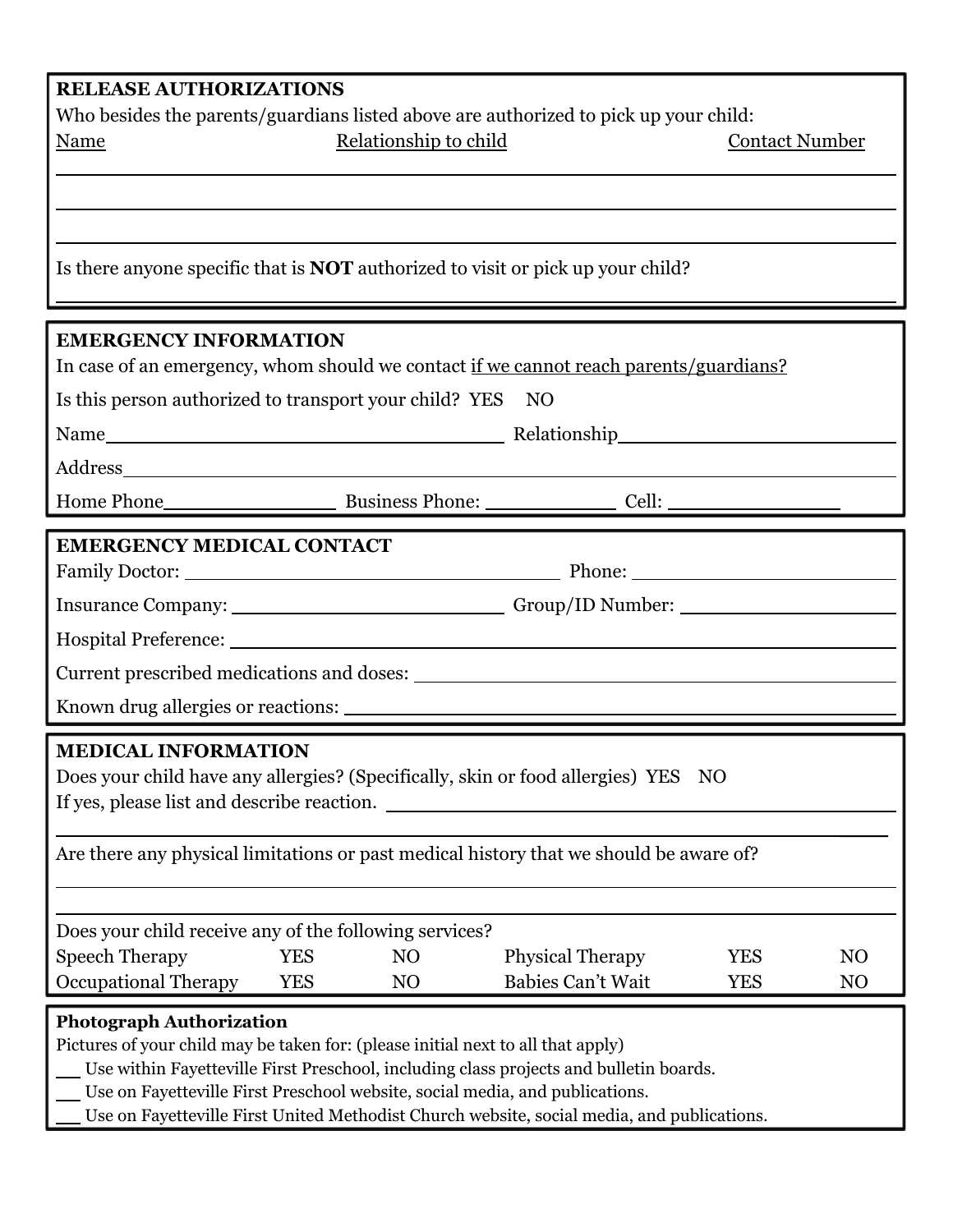## RELEASE AUTHORIZATIONS

Who besides the parents/guardians listed above are authorized to pick up your child:

| Name | Relationship to child | Contact Number |
| --- | --- | --- |
| | | |
| | | |
| | | |

Is there anyone specific that is **NOT** authorized to visit or pick up your child?

______________________________________________________________________

## EMERGENCY INFORMATION

In case of an emergency, whom should we contact <u>if we cannot reach parents/guardians?</u>

Is this person authorized to transport your child? YES NO

Name ______________________ Relationship ______________________

Address ______________________________________________

Home Phone ____________ Business Phone: ____________ Cell: ____________

## EMERGENCY MEDICAL CONTACT

Family Doctor: ______________________ Phone: ______________________

Insurance Company: ______________________ Group/ID Number: ______________________

Hospital Preference: ______________________________________________

Current prescribed medications and doses: ______________________________________________

Known drug allergies or reactions: ______________________________________________

## MEDICAL INFORMATION

Does your child have any allergies? (Specifically, skin or food allergies) YES NO

If yes, please list and describe reaction. ______________________________________________

______________________________________________________________________

Are there any physical limitations or past medical history that we should be aware of?

______________________________________________________________________

______________________________________________________________________

Does your child receive any of the following services?

| | | | | | |
| --- | --- | --- | --- | --- | --- |
| Speech Therapy | YES | NO | Physical Therapy | YES | NO |
| Occupational Therapy | YES | NO | Babies Can't Wait | YES | NO |

## Photograph Authorization

Pictures of your child may be taken for: (please initial next to all that apply)

___ Use within Fayetteville First Preschool, including class projects and bulletin boards.

___ Use on Fayetteville First Preschool website, social media, and publications.

___ Use on Fayetteville First United Methodist Church website, social media, and publications.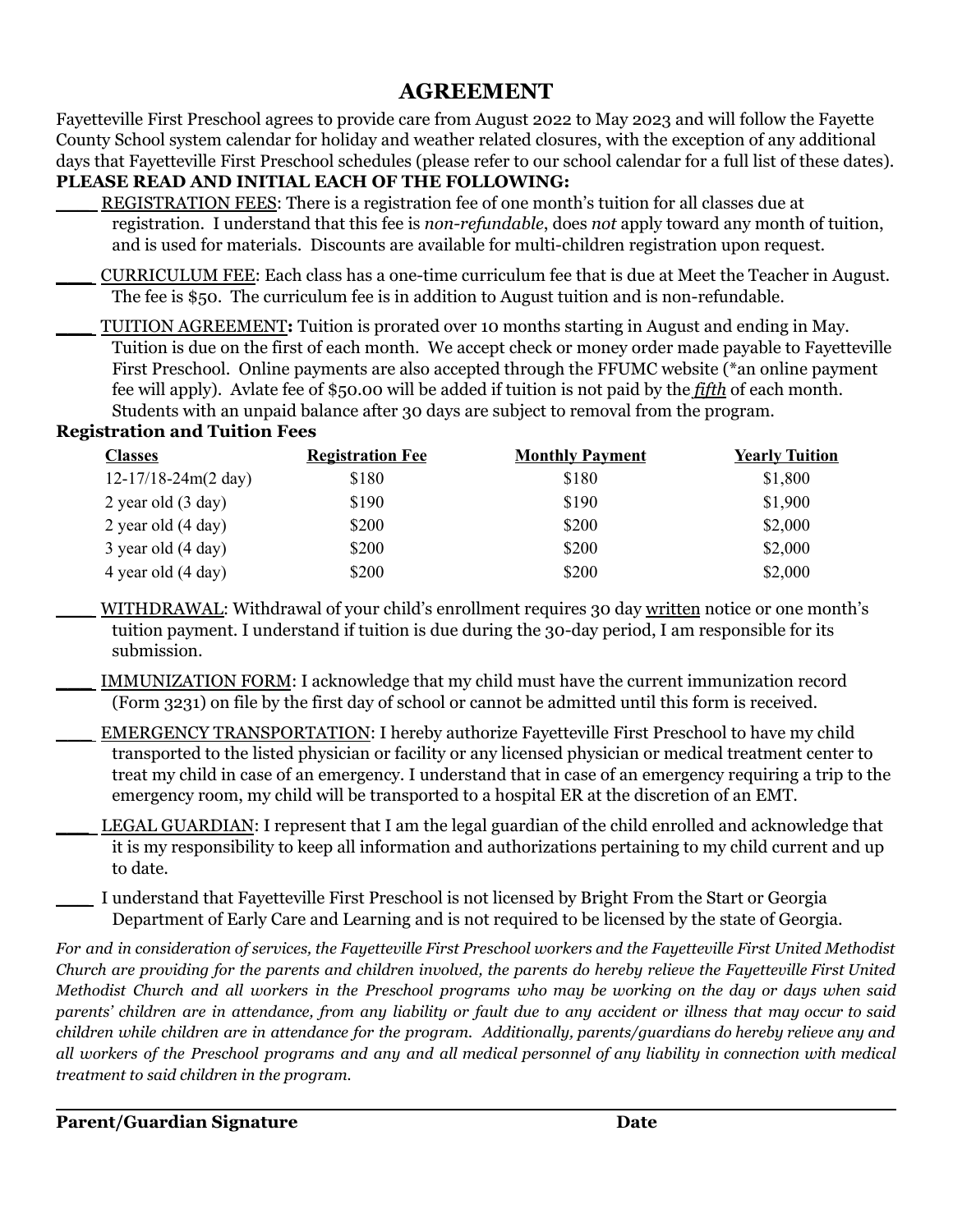# AGREEMENT

Fayetteville First Preschool agrees to provide care from August 2022 to May 2023 and will follow the Fayette County School system calendar for holiday and weather related closures, with the exception of any additional days that Fayetteville First Preschool schedules (please refer to our school calendar for a full list of these dates).

**PLEASE READ AND INITIAL EACH OF THE FOLLOWING:**

____ REGISTRATION FEES: There is a registration fee of one month's tuition for all classes due at registration. I understand that this fee is *non-refundable*, does *not* apply toward any month of tuition, and is used for materials. Discounts are available for multi-children registration upon request.

____ CURRICULUM FEE: Each class has a one-time curriculum fee that is due at Meet the Teacher in August. The fee is $50. The curriculum fee is in addition to August tuition and is non-refundable.

____ TUITION AGREEMENT**:** Tuition is prorated over 10 months starting in August and ending in May. Tuition is due on the first of each month. We accept check or money order made payable to Fayetteville First Preschool. Online payments are also accepted through the FFUMC website (*an online payment fee will apply). Avlate fee of $50.00 will be added if tuition is not paid by the ***fifth*** of each month. Students with an unpaid balance after 30 days are subject to removal from the program.

**Registration and Tuition Fees**

| Classes | Registration Fee | Monthly Payment | Yearly Tuition |
|---|---|---|---|
| 12-17/18-24m(2 day) | $180 | $180 | $1,800 |
| 2 year old (3 day) | $190 | $190 | $1,900 |
| 2 year old (4 day) | $200 | $200 | $2,000 |
| 3 year old (4 day) | $200 | $200 | $2,000 |
| 4 year old (4 day) | $200 | $200 | $2,000 |

____ WITHDRAWAL: Withdrawal of your child's enrollment requires 30 day written notice or one month's tuition payment. I understand if tuition is due during the 30-day period, I am responsible for its submission.

____ IMMUNIZATION FORM: I acknowledge that my child must have the current immunization record (Form 3231) on file by the first day of school or cannot be admitted until this form is received.

____ EMERGENCY TRANSPORTATION: I hereby authorize Fayetteville First Preschool to have my child transported to the listed physician or facility or any licensed physician or medical treatment center to treat my child in case of an emergency. I understand that in case of an emergency requiring a trip to the emergency room, my child will be transported to a hospital ER at the discretion of an EMT.

____ LEGAL GUARDIAN: I represent that I am the legal guardian of the child enrolled and acknowledge that it is my responsibility to keep all information and authorizations pertaining to my child current and up to date.

____ I understand that Fayetteville First Preschool is not licensed by Bright From the Start or Georgia Department of Early Care and Learning and is not required to be licensed by the state of Georgia.

*For and in consideration of services, the Fayetteville First Preschool workers and the Fayetteville First United Methodist Church are providing for the parents and children involved, the parents do hereby relieve the Fayetteville First United Methodist Church and all workers in the Preschool programs who may be working on the day or days when said parents' children are in attendance, from any liability or fault due to any accident or illness that may occur to said children while children are in attendance for the program. Additionally, parents/guardians do hereby relieve any and all workers of the Preschool programs and any and all medical personnel of any liability in connection with medical treatment to said children in the program.*

**Parent/Guardian Signature** **Date**